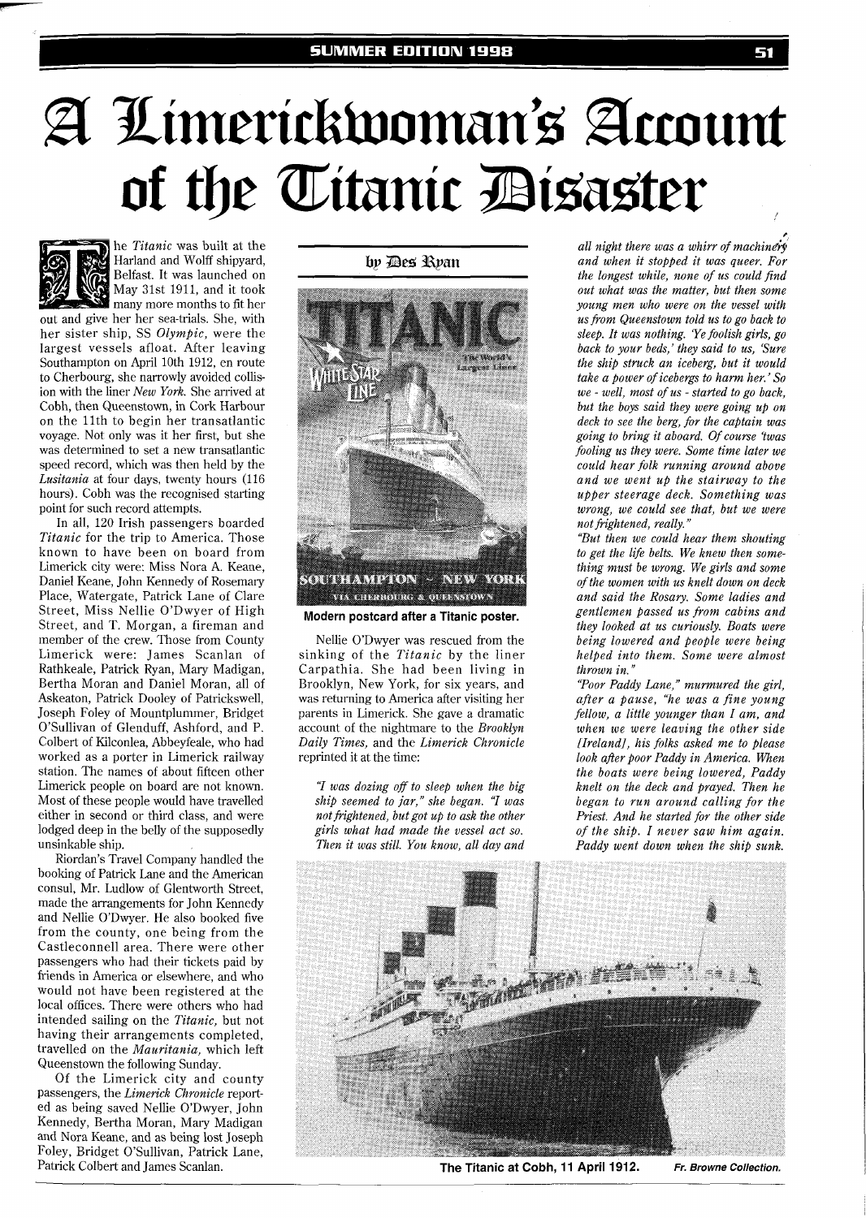# A Limerickwoman's Account of the Titanic Disaster

by Des Ryan

The *Titanic* was built at the Harland and Wolff shipyard, Belfast. It was launched on May 31st 1911, and it took many more months to fit her out and give her her sea-trials. She, with her sister ship, SS *Olympic*, were the largest vessels afloat. After leaving Southampton on April 10th 1912, en route to Cherbourg, she narrowly avoided collision with the liner *New York*. She arrived at Cobh, then Queenstown, in Cork Harbour on the 11th to begin her transatlantic voyage. Not only was it her first, but she was determined to set a new transatlantic speed record, which was then held by the *Lusitania* at four days, twenty hours (116 hours). Cobh was the recognised starting point for such record attempts.

In all, 120 Irish passengers boarded *Titanic* for the trip to America. Those known to have been on board from Limerick city were: Miss Nora A. Keane, Daniel Keane, John Kennedy of Rosemary Place, Watergate, Patrick Lane of Clare Street, Miss Nellie O'Dwyer of High Street, and T. Morgan, a fireman and member of the crew. Those from County Limerick were: James Scanlan of Rathkeale, Patrick Ryan, Mary Madigan, Bertha Moran and Daniel Moran, all of Askeaton, Patrick Dooley of Patrickswell, Joseph Foley of Mountplummer, Bridget O'Sullivan of Glenduff, Ashford, and P. Colbert of Kilconlea, Abbeyfeale, who had worked as a porter in Limerick railway station. The names of about fifteen other Limerick people on board are not known. Most of these people would have travelled either in second or third class, and were lodged deep in the belly of the supposedly unsinkable ship.

Riordan's Travel Company handled the booking of Patrick Lane and the American consul, Mr. Ludlow of Glentworth Street, made the arrangements for John Kennedy and Nellie O'Dwyer. He also booked five from the county, one being from the Castleconnell area. There were other passengers who had their tickets paid by friends in America or elsewhere, and who would not have been registered at the local offices. There were others who had intended sailing on the *Titanic*, but not having their arrangements completed, travelled on the *Mauritania*, which left Queenstown the following Sunday.

Of the Limerick city and county passengers, the *Limerick Chronicle* reported as being saved Nellie O'Dwyer, John Kennedy, Bertha Moran, Mary Madigan and Nora Keane, and as being lost Joseph Foley, Bridget O'Sullivan, Patrick Lane, Patrick Colbert and James Scanlan.

**Modern postcard after a Titanic poster.**

Nellie O'Dwyer was rescued from the sinking of the *Titanic* by the liner Carpathia. She had been living in Brooklyn, New York, for six years, and was returning to America after visiting her parents in Limerick. She gave a dramatic account of the nightmare to the *Brooklyn Daily Times*, and the *Limerick Chronicle* reprinted it at the time:

*"I was dozing off to sleep when the big ship seemed to jar," she began. "I was not frightened, but got up to ask the other girls what had made the vessel act so. Then it was still. You know, all day and all night there was a whirr of machinery and when it stopped it was queer. For the longest while, none of us could find out what was the matter, but then some young men who were on the vessel with us from Queenstown told us to go back to sleep. It was nothing. 'Ye foolish girls, go back to your beds,' they said to us, 'Sure the ship struck an iceberg, but it would take a power of icebergs to harm her.' So we - well, most of us - started to go back, but the boys said they were going up on deck to see the berg, for the captain was going to bring it aboard. Of course 'twas fooling us they were. Some time later we could hear folk running around above and we went up the stairway to the upper steerage deck. Something was wrong, we could see that, but we were not frightened, really."*

*"But then we could hear them shouting to get the life belts. We knew then something must be wrong. We girls and some of the women with us knelt down on deck and said the Rosary. Some ladies and gentlemen passed us from cabins and they looked at us curiously. Boats were being lowered and people were being helped into them. Some were almost thrown in."*

*"Poor Paddy Lane," murmured the girl, after a pause, "he was a fine young fellow, a little younger than I am, and when we were leaving the other side [Ireland], his folks asked me to please look after poor Paddy in America. When the boats were being lowered, Paddy knelt on the deck and prayed. Then he began to run around calling for the Priest. And he started for the other side of the ship. I never saw him again. Paddy went down when the ship sunk.*

**The Titanic at Cobh, 11 April 1912.** *Fr. Browne Collection.*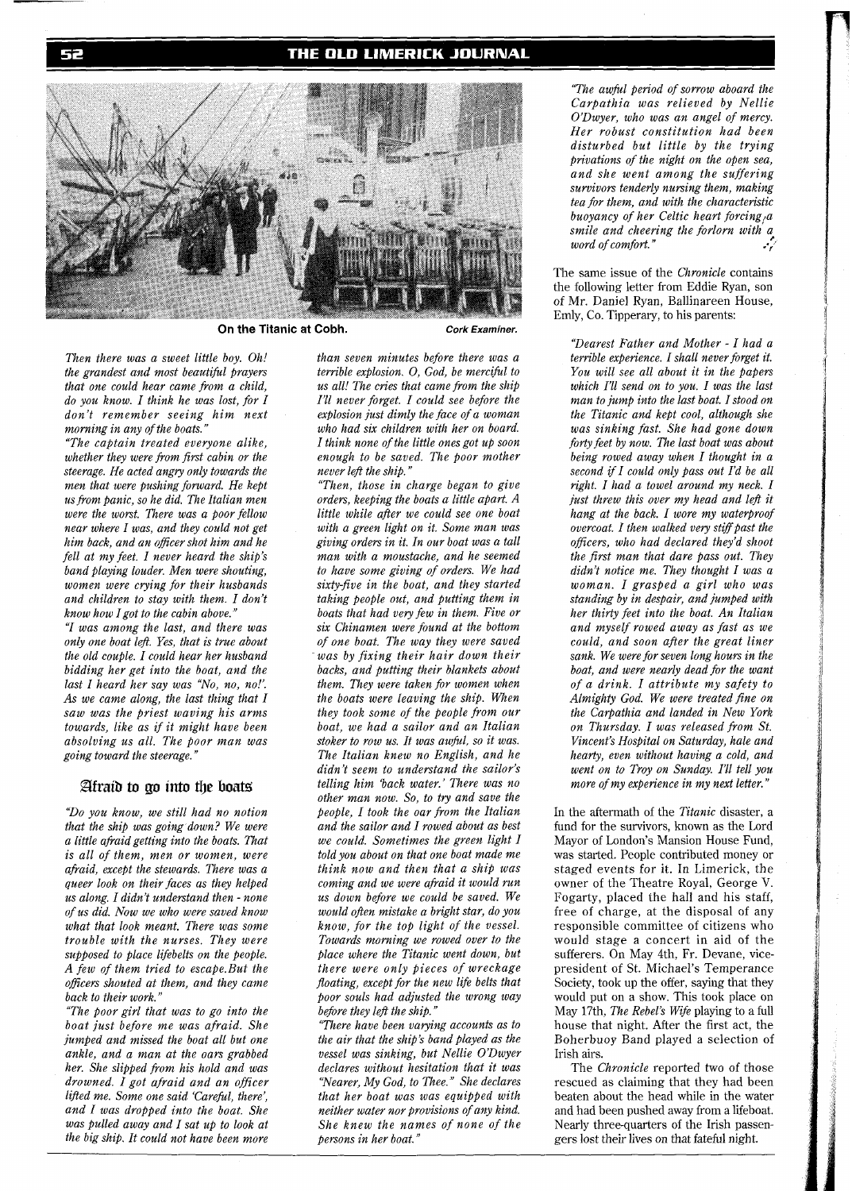On the Titanic at Cobh. *Cork Examiner.*

*Then there was a sweet little boy. Oh! the grandest and most beautiful prayers that one could hear came from a child, do you know. I think he was lost, for I don't remember seeing him next morning in any of the boats."*

*"The captain treated everyone alike, whether they were from first cabin or the steerage. He acted angry only towards the men that were pushing forward. He kept us from panic, so he did. The Italian men were the worst. There was a poor fellow near where I was, and they could not get him back, and an officer shot him and he fell at my feet. I never heard the ship's band playing louder. Men were shouting, women were crying for their husbands and children to stay with them. I don't know how I got to the cabin above."*

*"I was among the last, and there was only one boat left. Yes, that is true about the old couple. I could hear her husband bidding her get into the boat, and the last I heard her say was "No, no, no!'. As we came along, the last thing that I saw was the priest waving his arms towards, like as if it might have been absolving us all. The poor man was going toward the steerage."*

## Afraid to go into the boats

*"Do you know, we still had no notion that the ship was going down? We were a little afraid getting into the boats. That is all of them, men or women, were afraid, except the stewards. There was a queer look on their faces as they helped us along. I didn't understand then - none of us did. Now we who were saved know what that look meant. There was some trouble with the nurses. They were supposed to place lifebelts on the people. A few of them tried to escape.But the officers shouted at them, and they came back to their work."*

*"The poor girl that was to go into the boat just before me was afraid. She jumped and missed the boat all but one ankle, and a man at the oars grabbed her. She slipped from his hold and was drowned. I got afraid and an officer lifted me. Some one said 'Careful, there', and I was dropped into the boat. She was pulled away and I sat up to look at the big ship. It could not have been more than seven minutes before there was a terrible explosion. O, God, be merciful to us all! The cries that came from the ship I'll never forget. I could see before the explosion just dimly the face of a woman who had six children with her on board. I think none of the little ones got up soon enough to be saved. The poor mother never left the ship."*

*"Then, those in charge began to give orders, keeping the boats a little apart. A little while after we could see one boat with a green light on it. Some man was giving orders in it. In our boat was a tall man with a moustache, and he seemed to have some giving of orders. We had sixty-five in the boat, and they started taking people out, and putting them in boats that had very few in them. Five or six Chinamen were found at the bottom of one boat. The way they were saved was by fixing their hair down their backs, and putting their blankets about them. They were taken for women when the boats were leaving the ship. When they took some of the people from our boat, we had a sailor and an Italian stoker to row us. It was awful, so it was. The Italian knew no English, and he didn't seem to understand the sailor's telling him 'back water.' There was no other man now. So, to try and save the people, I took the oar from the Italian and the sailor and I rowed about as best we could. Sometimes the green light I told you about on that one boat made me think now and then that a ship was coming and we were afraid it would run us down before we could be saved. We would often mistake a bright star, do you know, for the top light of the vessel. Towards morning we rowed over to the place where the Titanic went down, but there were only pieces of wreckage floating, except for the new life belts that poor souls had adjusted the wrong way before they left the ship."*

*"There have been varying accounts as to the air that the ship's band played as the vessel was sinking, but Nellie O'Dwyer declares without hesitation that it was "Nearer, My God, to Thee." She declares that her boat was was equipped with neither water nor provisions of any kind. She knew the names of none of the persons in her boat."*

*"The awful period of sorrow aboard the Carpathia was relieved by Nellie O'Dwyer, who was an angel of mercy. Her robust constitution had been disturbed but little by the trying privations of the night on the open sea, and she went among the suffering survivors tenderly nursing them, making tea for them, and with the characteristic buoyancy of her Celtic heart forcing a smile and cheering the forlorn with a word of comfort."*

The same issue of the *Chronicle* contains the following letter from Eddie Ryan, son of Mr. Daniel Ryan, Ballinareen House, Emly, Co. Tipperary, to his parents:

*"Dearest Father and Mother - I had a terrible experience. I shall never forget it. You will see all about it in the papers which I'll send on to you. I was the last man to jump into the last boat. I stood on the Titanic and kept cool, although she was sinking fast. She had gone down forty feet by now. The last boat was about being rowed away when I thought in a second if I could only pass out I'd be all right. I had a towel around my neck. I just threw this over my head and left it hang at the back. I wore my waterproof overcoat. I then walked very stiff past the officers, who had declared they'd shoot the first man that dare pass out. They didn't notice me. They thought I was a woman. I grasped a girl who was standing by in despair, and jumped with her thirty feet into the boat. An Italian and myself rowed away as fast as we could, and soon after the great liner sank. We were for seven long hours in the boat, and were nearly dead for the want of a drink. I attribute my safety to Almighty God. We were treated fine on the Carpathia and landed in New York on Thursday. I was released from St. Vincent's Hospital on Saturday, hale and hearty, even without having a cold, and went on to Troy on Sunday. I'll tell you more of my experience in my next letter."*

In the aftermath of the *Titanic* disaster, a fund for the survivors, known as the Lord Mayor of London's Mansion House Fund, was started. People contributed money or staged events for it. In Limerick, the owner of the Theatre Royal, George V. Fogarty, placed the hall and his staff, free of charge, at the disposal of any responsible committee of citizens who would stage a concert in aid of the sufferers. On May 4th, Fr. Devane, vice-president of St. Michael's Temperance Society, took up the offer, saying that they would put on a show. This took place on May 17th, *The Rebel's Wife* playing to a full house that night. After the first act, the Boherbuoy Band played a selection of Irish airs.

The *Chronicle* reported two of those rescued as claiming that they had been beaten about the head while in the water and had been pushed away from a lifeboat. Nearly three-quarters of the Irish passengers lost their lives on that fateful night.